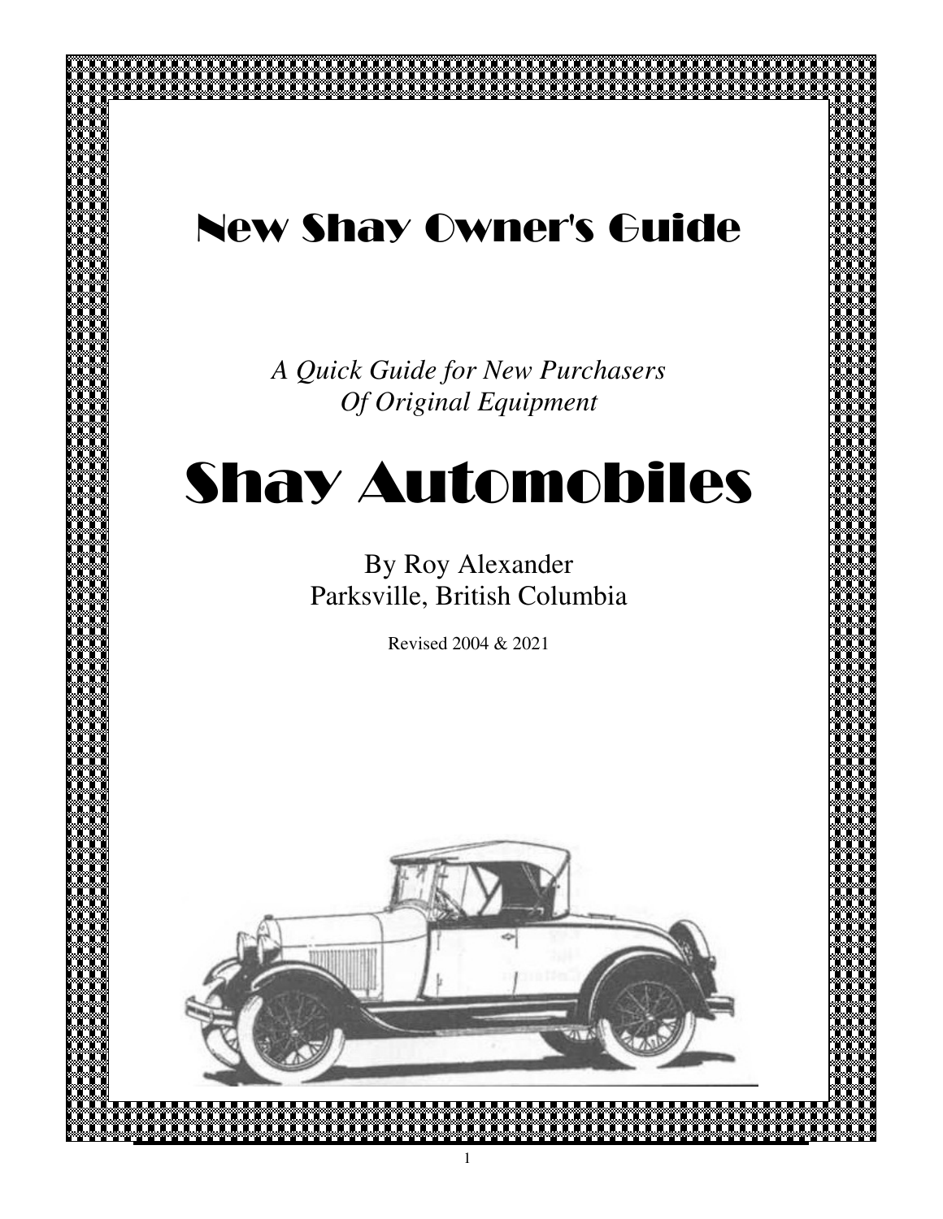# New Shay Owner's Guide

*A Quick Guide for New Purchasers*
*Of Original Equipment*

# Shay Automobiles

By Roy Alexander
Parksville, British Columbia

Revised 2004 & 2021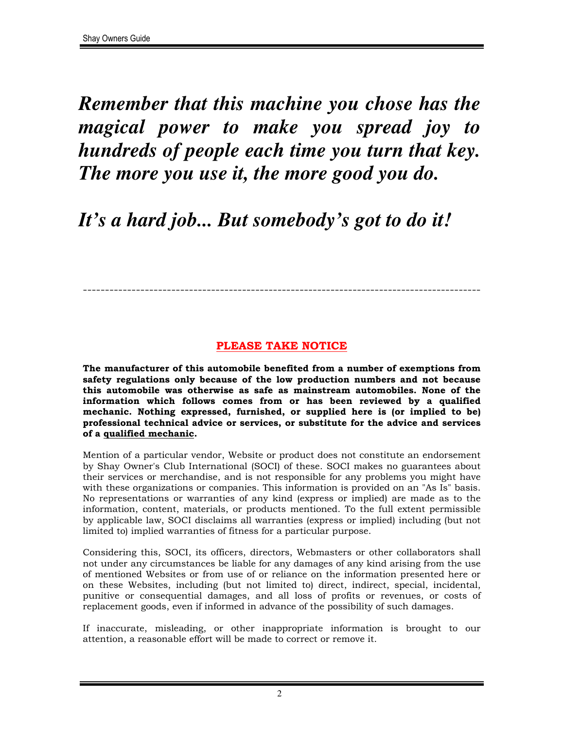***Remember that this machine you chose has the magical power to make you spread joy to hundreds of people each time you turn that key. The more you use it, the more good you do.***

***It's a hard job... But somebody's got to do it!***

---

## PLEASE TAKE NOTICE

**The manufacturer of this automobile benefited from a number of exemptions from safety regulations only because of the low production numbers and not because this automobile was otherwise as safe as mainstream automobiles. None of the information which follows comes from or has been reviewed by a qualified mechanic. Nothing expressed, furnished, or supplied here is (or implied to be) professional technical advice or services, or substitute for the advice and services of a qualified mechanic.**

Mention of a particular vendor, Website or product does not constitute an endorsement by Shay Owner's Club International (SOCI) of these. SOCI makes no guarantees about their services or merchandise, and is not responsible for any problems you might have with these organizations or companies. This information is provided on an "As Is" basis. No representations or warranties of any kind (express or implied) are made as to the information, content, materials, or products mentioned. To the full extent permissible by applicable law, SOCI disclaims all warranties (express or implied) including (but not limited to) implied warranties of fitness for a particular purpose.

Considering this, SOCI, its officers, directors, Webmasters or other collaborators shall not under any circumstances be liable for any damages of any kind arising from the use of mentioned Websites or from use of or reliance on the information presented here or on these Websites, including (but not limited to) direct, indirect, special, incidental, punitive or consequential damages, and all loss of profits or revenues, or costs of replacement goods, even if informed in advance of the possibility of such damages.

If inaccurate, misleading, or other inappropriate information is brought to our attention, a reasonable effort will be made to correct or remove it.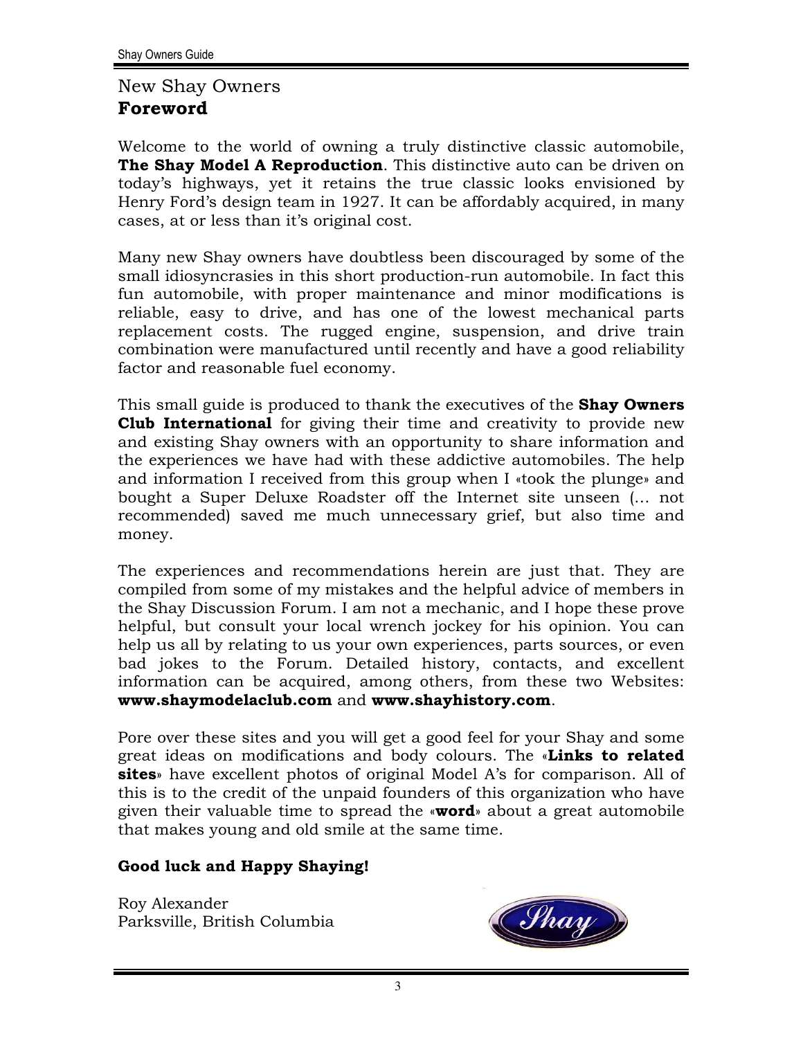# New Shay Owners
## Foreword

Welcome to the world of owning a truly distinctive classic automobile, **The Shay Model A Reproduction**. This distinctive auto can be driven on today's highways, yet it retains the true classic looks envisioned by Henry Ford's design team in 1927. It can be affordably acquired, in many cases, at or less than it's original cost.

Many new Shay owners have doubtless been discouraged by some of the small idiosyncrasies in this short production-run automobile. In fact this fun automobile, with proper maintenance and minor modifications is reliable, easy to drive, and has one of the lowest mechanical parts replacement costs. The rugged engine, suspension, and drive train combination were manufactured until recently and have a good reliability factor and reasonable fuel economy.

This small guide is produced to thank the executives of the **Shay Owners Club International** for giving their time and creativity to provide new and existing Shay owners with an opportunity to share information and the experiences we have had with these addictive automobiles. The help and information I received from this group when I «took the plunge» and bought a Super Deluxe Roadster off the Internet site unseen (… not recommended) saved me much unnecessary grief, but also time and money.

The experiences and recommendations herein are just that. They are compiled from some of my mistakes and the helpful advice of members in the Shay Discussion Forum. I am not a mechanic, and I hope these prove helpful, but consult your local wrench jockey for his opinion. You can help us all by relating to us your own experiences, parts sources, or even bad jokes to the Forum. Detailed history, contacts, and excellent information can be acquired, among others, from these two Websites: **www.shaymodelaclub.com** and **www.shayhistory.com**.

Pore over these sites and you will get a good feel for your Shay and some great ideas on modifications and body colours. The «**Links to related sites**» have excellent photos of original Model A's for comparison. All of this is to the credit of the unpaid founders of this organization who have given their valuable time to spread the «**word**» about a great automobile that makes young and old smile at the same time.

**Good luck and Happy Shaying!**

Roy Alexander
Parksville, British Columbia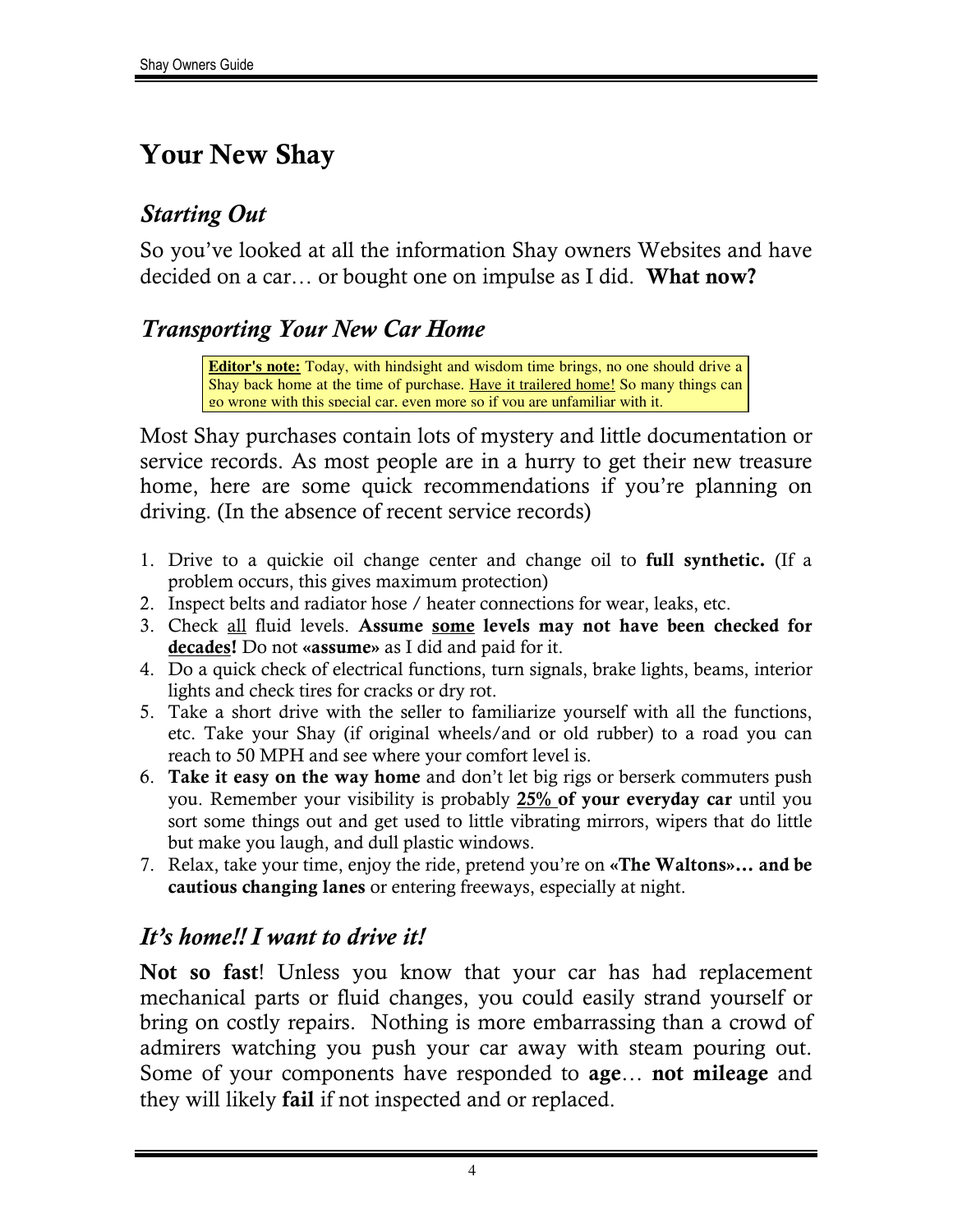# Your New Shay

## *Starting Out*

So you've looked at all the information Shay owners Websites and have decided on a car… or bought one on impulse as I did. **What now?**

## *Transporting Your New Car Home*

> **Editor's note:** Today, with hindsight and wisdom time brings, no one should drive a Shay back home at the time of purchase. Have it trailered home! So many things can go wrong with this special car, even more so if you are unfamiliar with it.

Most Shay purchases contain lots of mystery and little documentation or service records. As most people are in a hurry to get their new treasure home, here are some quick recommendations if you're planning on driving. (In the absence of recent service records)

1. Drive to a quickie oil change center and change oil to **full synthetic.** (If a problem occurs, this gives maximum protection)
2. Inspect belts and radiator hose / heater connections for wear, leaks, etc.
3. Check all fluid levels. **Assume some levels may not have been checked for decades!** Do not **«assume»** as I did and paid for it.
4. Do a quick check of electrical functions, turn signals, brake lights, beams, interior lights and check tires for cracks or dry rot.
5. Take a short drive with the seller to familiarize yourself with all the functions, etc. Take your Shay (if original wheels/and or old rubber) to a road you can reach to 50 MPH and see where your comfort level is.
6. **Take it easy on the way home** and don't let big rigs or berserk commuters push you. Remember your visibility is probably **25% of your everyday car** until you sort some things out and get used to little vibrating mirrors, wipers that do little but make you laugh, and dull plastic windows.
7. Relax, take your time, enjoy the ride, pretend you're on **«The Waltons»… and be cautious changing lanes** or entering freeways, especially at night.

## *It's home!! I want to drive it!*

**Not so fast**! Unless you know that your car has had replacement mechanical parts or fluid changes, you could easily strand yourself or bring on costly repairs. Nothing is more embarrassing than a crowd of admirers watching you push your car away with steam pouring out. Some of your components have responded to **age**… **not mileage** and they will likely **fail** if not inspected and or replaced.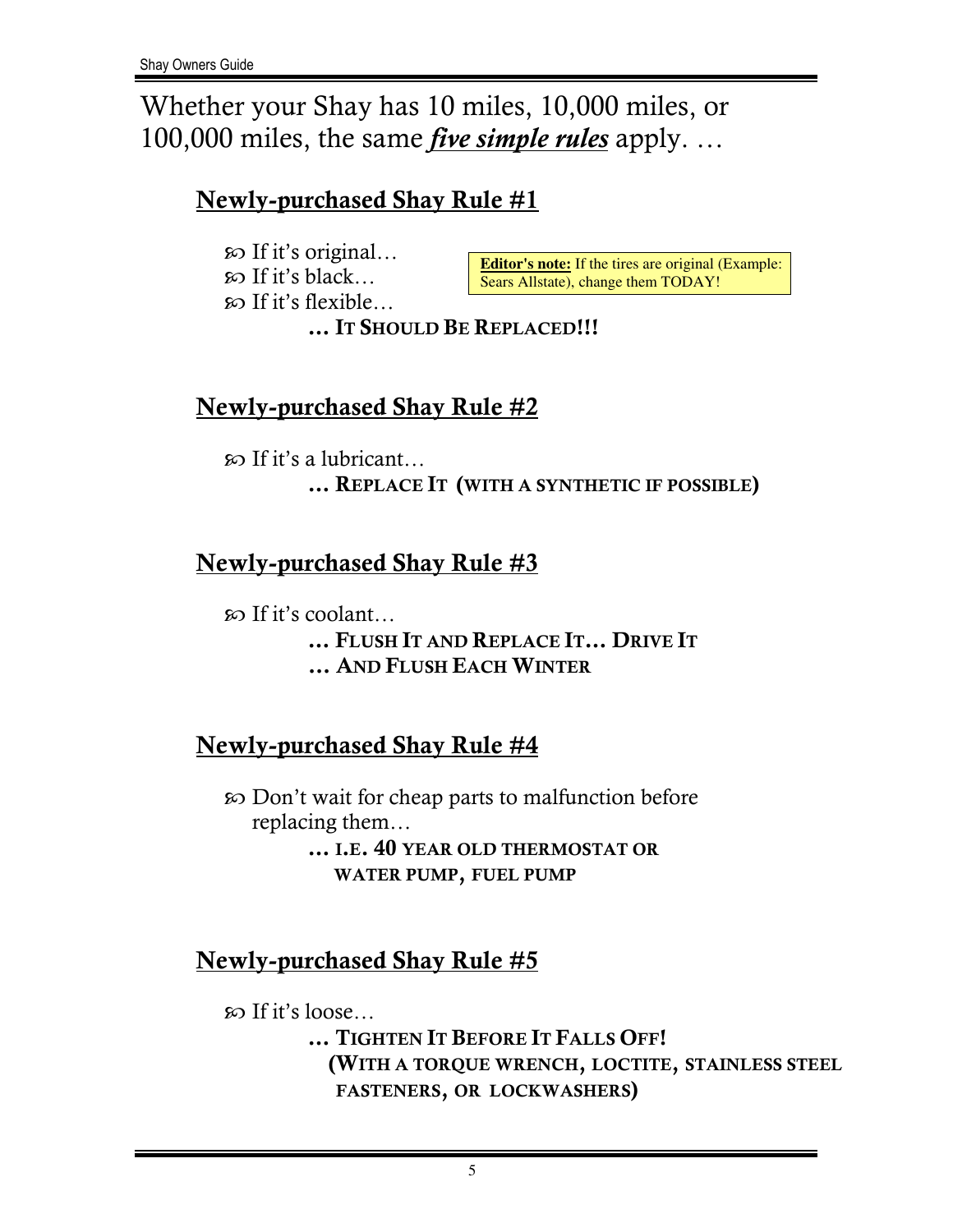Whether your Shay has 10 miles, 10,000 miles, or 100,000 miles, the same ***five simple rules*** apply. …

## Newly-purchased Shay Rule #1

- If it's original…
- If it's black…
- If it's flexible…

**… IT SHOULD BE REPLACED!!!**

> **Editor's note:** If the tires are original (Example: Sears Allstate), change them TODAY!

## Newly-purchased Shay Rule #2

- If it's a lubricant…

**… REPLACE IT (WITH A SYNTHETIC IF POSSIBLE)**

## Newly-purchased Shay Rule #3

- If it's coolant…

**… FLUSH IT AND REPLACE IT… DRIVE IT**
**… AND FLUSH EACH WINTER**

## Newly-purchased Shay Rule #4

- Don't wait for cheap parts to malfunction before replacing them…

**… I.E. 40 YEAR OLD THERMOSTAT OR WATER PUMP, FUEL PUMP**

## Newly-purchased Shay Rule #5

- If it's loose…

**… TIGHTEN IT BEFORE IT FALLS OFF!**
**(WITH A TORQUE WRENCH, LOCTITE, STAINLESS STEEL FASTENERS, OR LOCKWASHERS)**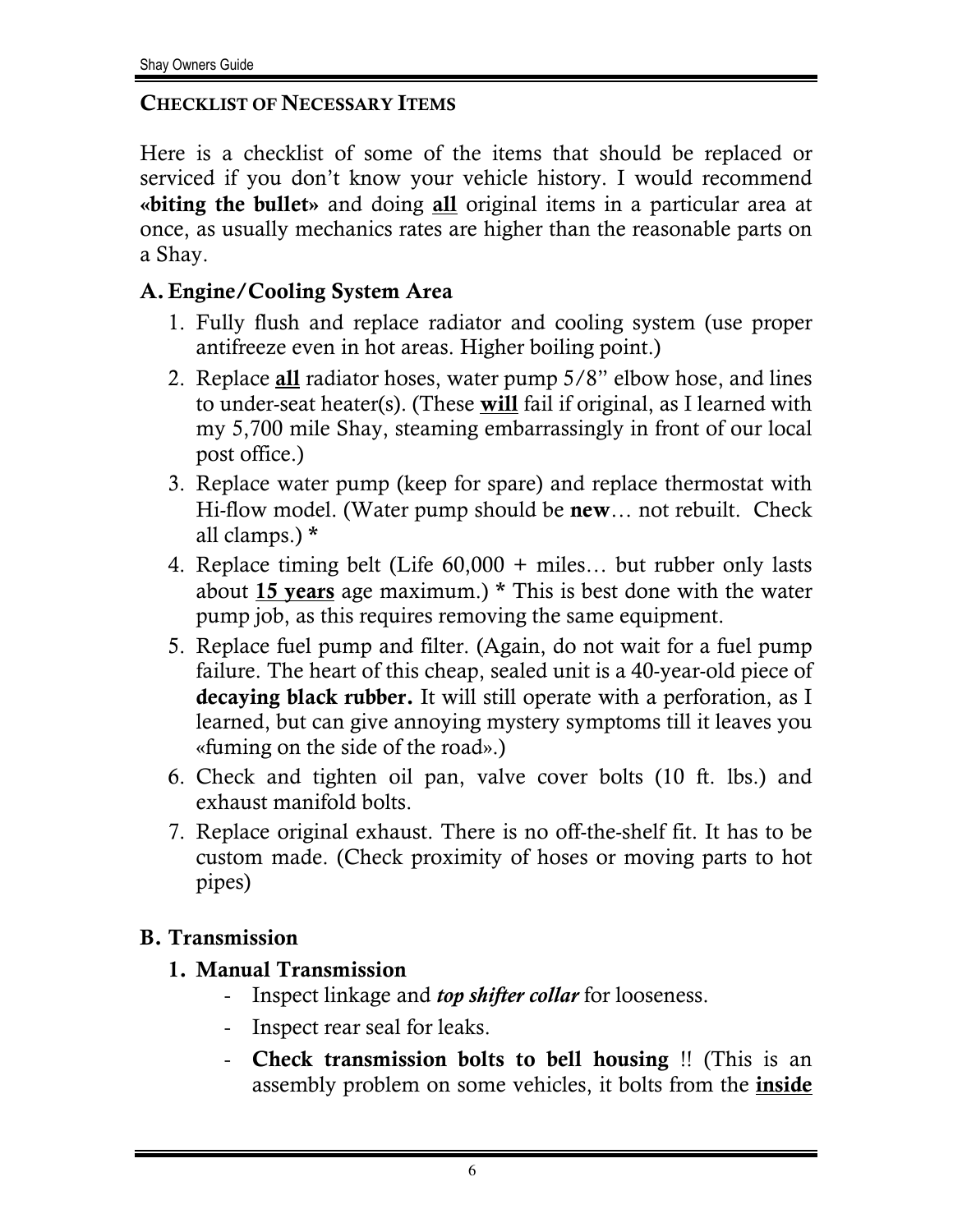## CHECKLIST OF NECESSARY ITEMS

Here is a checklist of some of the items that should be replaced or serviced if you don't know your vehicle history. I would recommend **«biting the bullet»** and doing **all** original items in a particular area at once, as usually mechanics rates are higher than the reasonable parts on a Shay.

### A. Engine/Cooling System Area

1. Fully flush and replace radiator and cooling system (use proper antifreeze even in hot areas. Higher boiling point.)
2. Replace **all** radiator hoses, water pump 5/8" elbow hose, and lines to under-seat heater(s). (These **will** fail if original, as I learned with my 5,700 mile Shay, steaming embarrassingly in front of our local post office.)
3. Replace water pump (keep for spare) and replace thermostat with Hi-flow model. (Water pump should be **new**… not rebuilt. Check all clamps.) *
4. Replace timing belt (Life 60,000 + miles… but rubber only lasts about **15 years** age maximum.) * This is best done with the water pump job, as this requires removing the same equipment.
5. Replace fuel pump and filter. (Again, do not wait for a fuel pump failure. The heart of this cheap, sealed unit is a 40-year-old piece of **decaying black rubber.** It will still operate with a perforation, as I learned, but can give annoying mystery symptoms till it leaves you «fuming on the side of the road».)
6. Check and tighten oil pan, valve cover bolts (10 ft. lbs.) and exhaust manifold bolts.
7. Replace original exhaust. There is no off-the-shelf fit. It has to be custom made. (Check proximity of hoses or moving parts to hot pipes)

### B. Transmission

#### 1. Manual Transmission

- Inspect linkage and ***top shifter collar*** for looseness.
- Inspect rear seal for leaks.
- **Check transmission bolts to bell housing** !! (This is an assembly problem on some vehicles, it bolts from the **inside**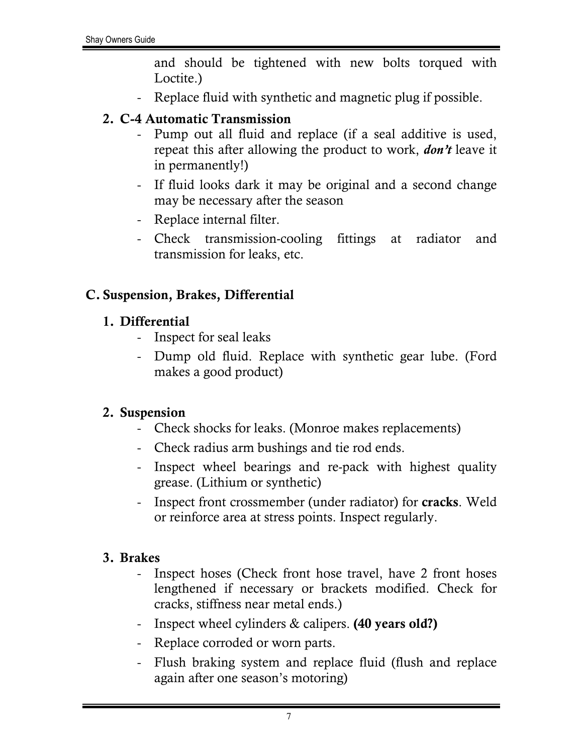and should be tightened with new bolts torqued with Loctite.)

- Replace fluid with synthetic and magnetic plug if possible.

### 2. C-4 Automatic Transmission

- Pump out all fluid and replace (if a seal additive is used, repeat this after allowing the product to work, ***don't*** leave it in permanently!)
- If fluid looks dark it may be original and a second change may be necessary after the season
- Replace internal filter.
- Check transmission-cooling fittings at radiator and transmission for leaks, etc.

## C. Suspension, Brakes, Differential

### 1. Differential

- Inspect for seal leaks
- Dump old fluid. Replace with synthetic gear lube. (Ford makes a good product)

### 2. Suspension

- Check shocks for leaks. (Monroe makes replacements)
- Check radius arm bushings and tie rod ends.
- Inspect wheel bearings and re-pack with highest quality grease. (Lithium or synthetic)
- Inspect front crossmember (under radiator) for **cracks**. Weld or reinforce area at stress points. Inspect regularly.

### 3. Brakes

- Inspect hoses (Check front hose travel, have 2 front hoses lengthened if necessary or brackets modified. Check for cracks, stiffness near metal ends.)
- Inspect wheel cylinders & calipers. **(40 years old?)**
- Replace corroded or worn parts.
- Flush braking system and replace fluid (flush and replace again after one season's motoring)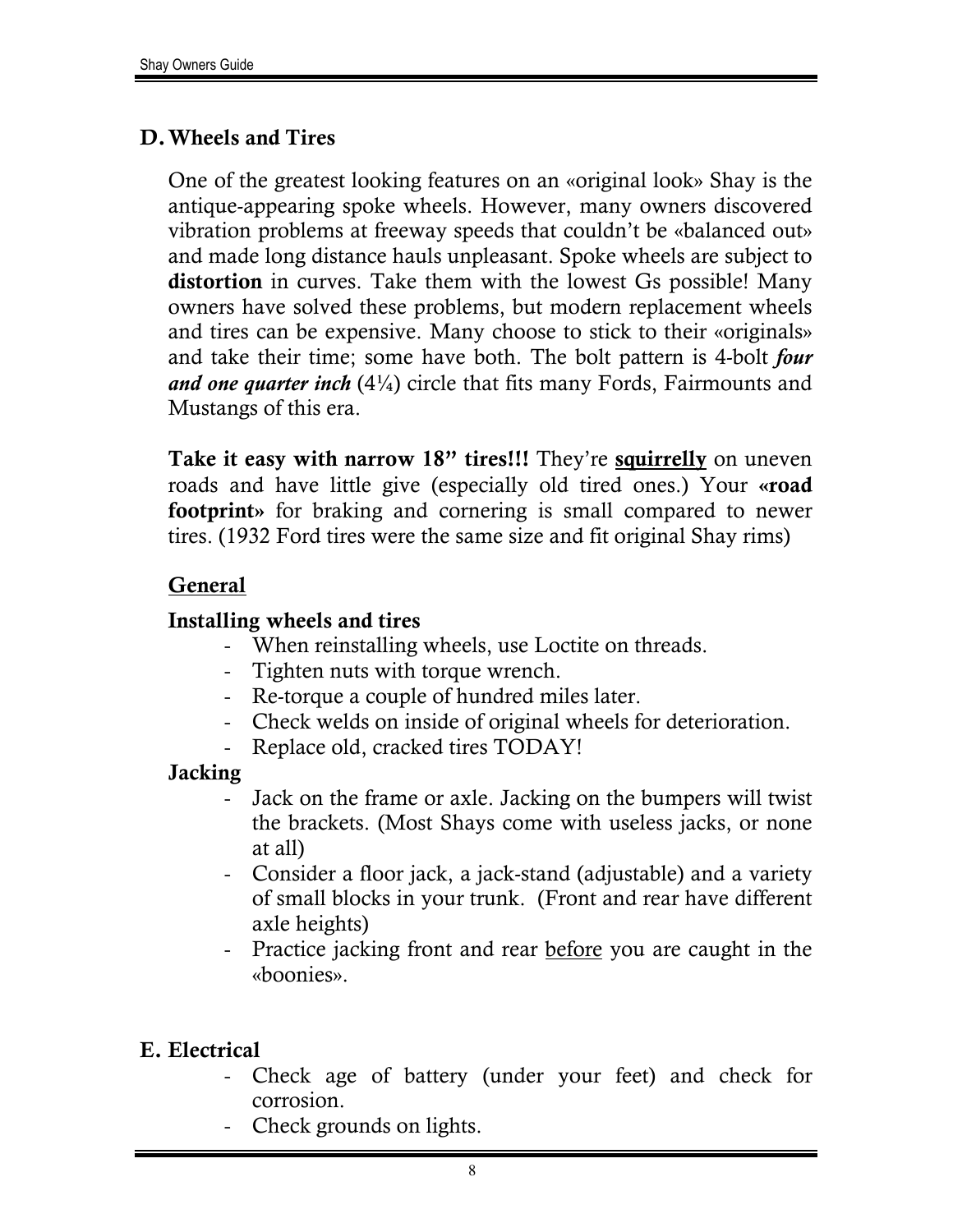## D. Wheels and Tires

One of the greatest looking features on an «original look» Shay is the antique-appearing spoke wheels. However, many owners discovered vibration problems at freeway speeds that couldn't be «balanced out» and made long distance hauls unpleasant. Spoke wheels are subject to **distortion** in curves. Take them with the lowest Gs possible! Many owners have solved these problems, but modern replacement wheels and tires can be expensive. Many choose to stick to their «originals» and take their time; some have both. The bolt pattern is 4-bolt ***four and one quarter inch*** (4¼) circle that fits many Fords, Fairmounts and Mustangs of this era.

**Take it easy with narrow 18" tires!!!** They're **<u>squirrelly</u>** on uneven roads and have little give (especially old tired ones.) Your **«road footprint»** for braking and cornering is small compared to newer tires. (1932 Ford tires were the same size and fit original Shay rims)

### <u>General</u>

**Installing wheels and tires**

- When reinstalling wheels, use Loctite on threads.
- Tighten nuts with torque wrench.
- Re-torque a couple of hundred miles later.
- Check welds on inside of original wheels for deterioration.
- Replace old, cracked tires TODAY!

**Jacking**

- Jack on the frame or axle. Jacking on the bumpers will twist the brackets. (Most Shays come with useless jacks, or none at all)
- Consider a floor jack, a jack-stand (adjustable) and a variety of small blocks in your trunk. (Front and rear have different axle heights)
- Practice jacking front and rear <u>before</u> you are caught in the «boonies».

## E. Electrical

- Check age of battery (under your feet) and check for corrosion.
- Check grounds on lights.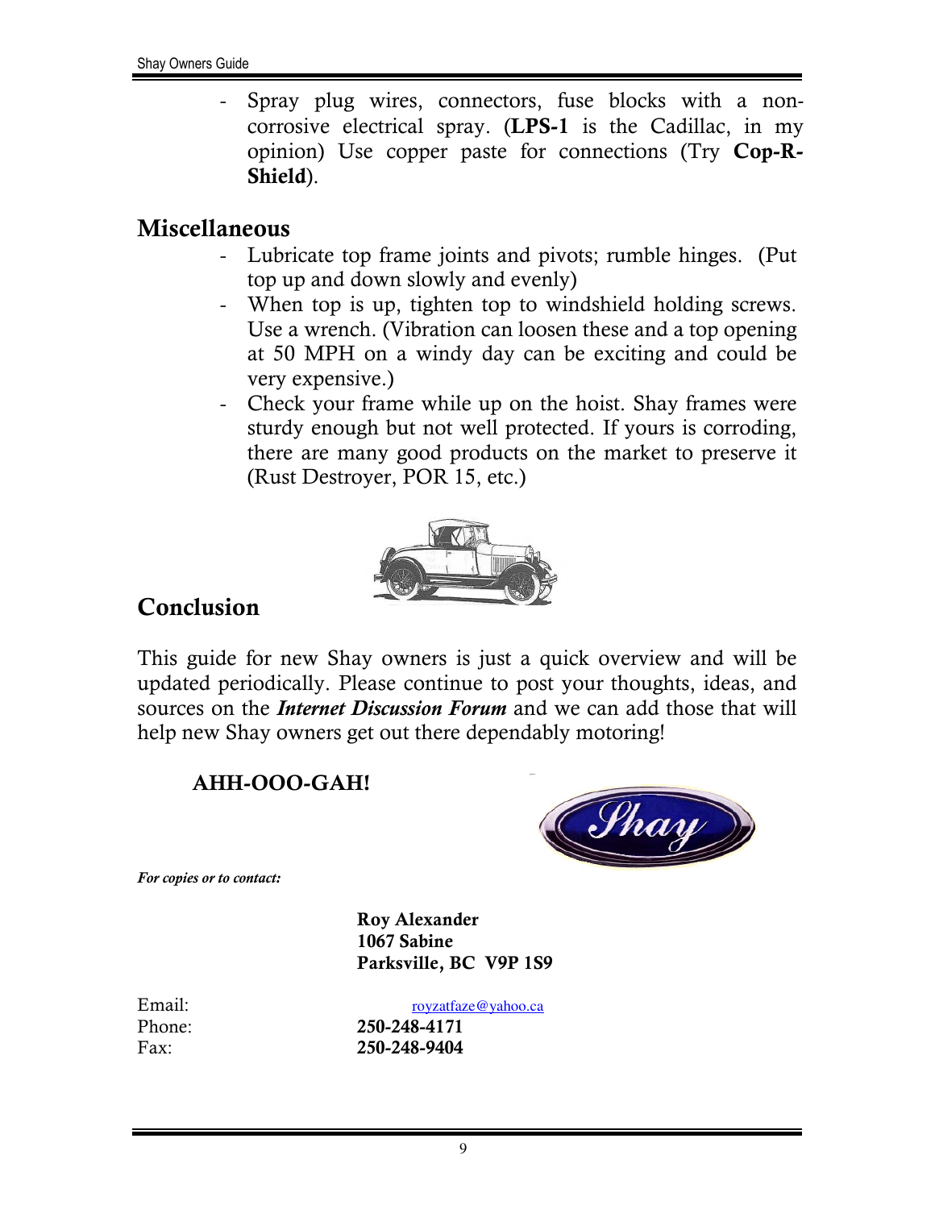- Spray plug wires, connectors, fuse blocks with a non-corrosive electrical spray. (**LPS-1** is the Cadillac, in my opinion) Use copper paste for connections (Try **Cop-R-Shield**).

## Miscellaneous

- Lubricate top frame joints and pivots; rumble hinges. (Put top up and down slowly and evenly)
- When top is up, tighten top to windshield holding screws. Use a wrench. (Vibration can loosen these and a top opening at 50 MPH on a windy day can be exciting and could be very expensive.)
- Check your frame while up on the hoist. Shay frames were sturdy enough but not well protected. If yours is corroding, there are many good products on the market to preserve it (Rust Destroyer, POR 15, etc.)

## Conclusion

This guide for new Shay owners is just a quick overview and will be updated periodically. Please continue to post your thoughts, ideas, and sources on the ***Internet Discussion Forum*** and we can add those that will help new Shay owners get out there dependably motoring!

**AHH-OOO-GAH!**

***For copies or to contact:***

**Roy Alexander**
**1067 Sabine**
**Parksville, BC V9P 1S9**

Email: royzatfaze@yahoo.ca
Phone: **250-248-4171**
Fax: **250-248-9404**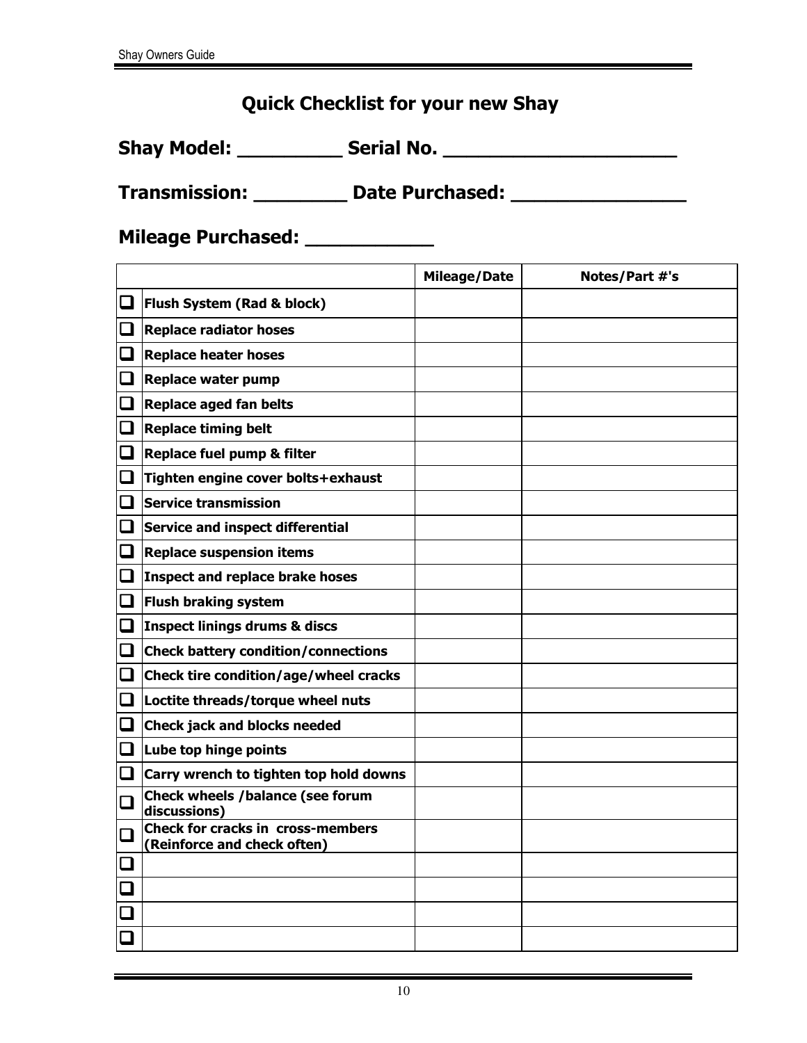## Quick Checklist for your new Shay

**Shay Model: _________ Serial No. ____________________**

**Transmission: ________ Date Purchased: _______________**

**Mileage Purchased: ___________**

| | | Mileage/Date | Notes/Part #'s |
|---|---|---|---|
| ❑ | **Flush System (Rad & block)** | | |
| ❑ | **Replace radiator hoses** | | |
| ❑ | **Replace heater hoses** | | |
| ❑ | **Replace water pump** | | |
| ❑ | **Replace aged fan belts** | | |
| ❑ | **Replace timing belt** | | |
| ❑ | **Replace fuel pump & filter** | | |
| ❑ | **Tighten engine cover bolts+exhaust** | | |
| ❑ | **Service transmission** | | |
| ❑ | **Service and inspect differential** | | |
| ❑ | **Replace suspension items** | | |
| ❑ | **Inspect and replace brake hoses** | | |
| ❑ | **Flush braking system** | | |
| ❑ | **Inspect linings drums & discs** | | |
| ❑ | **Check battery condition/connections** | | |
| ❑ | **Check tire condition/age/wheel cracks** | | |
| ❑ | **Loctite threads/torque wheel nuts** | | |
| ❑ | **Check jack and blocks needed** | | |
| ❑ | **Lube top hinge points** | | |
| ❑ | **Carry wrench to tighten top hold downs** | | |
| ❑ | **Check wheels /balance (see forum discussions)** | | |
| ❑ | **Check for cracks in cross-members (Reinforce and check often)** | | |
| ❑ | | | |
| ❑ | | | |
| ❑ | | | |
| ❑ | | | |